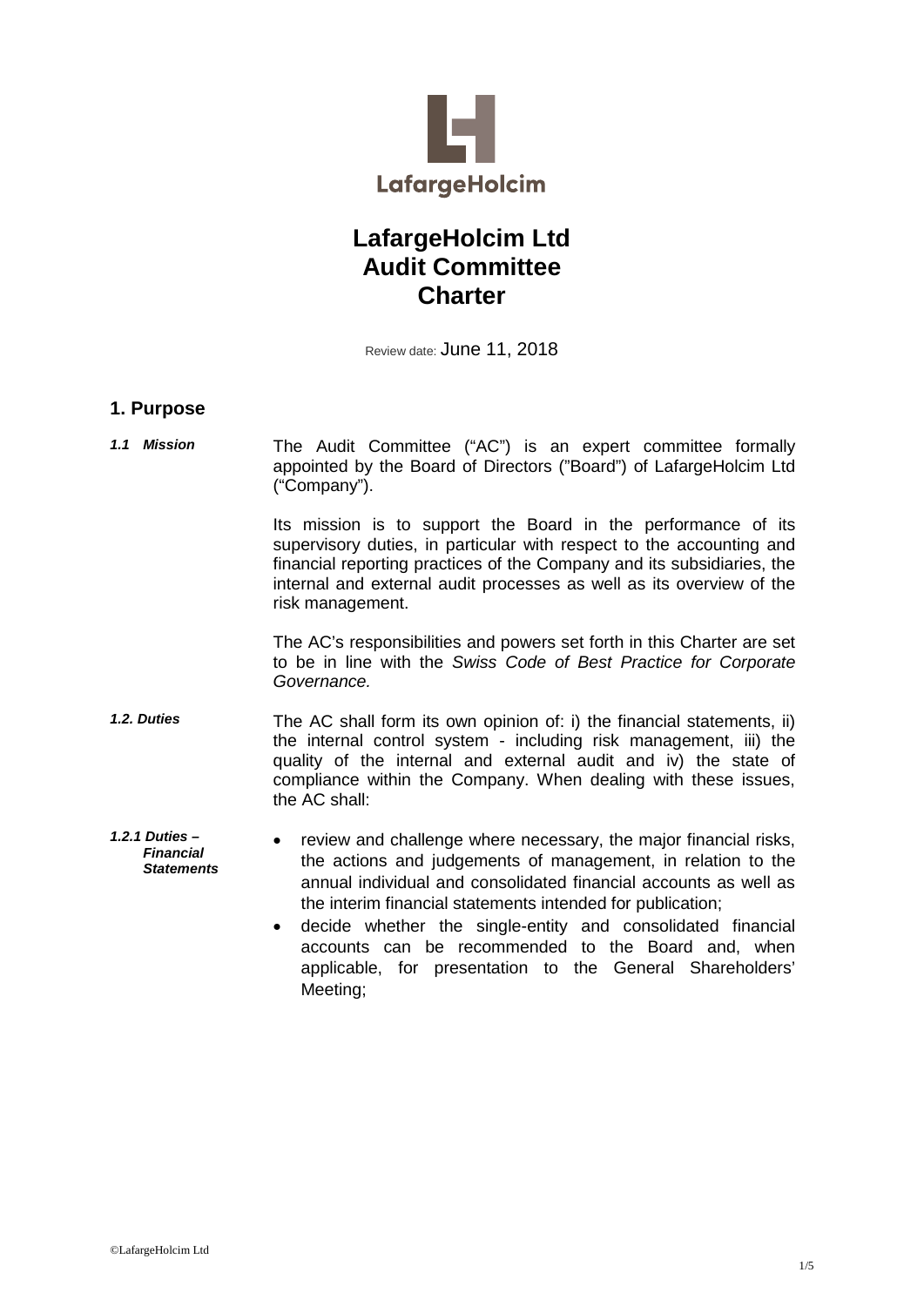LafargeHolcim

# LafargeHolcim Ltd Audit Committee Charter

Review date: June 11, 2018

## 1. Purpose

***1.1 Mission***

The Audit Committee ("AC") is an expert committee formally appointed by the Board of Directors ("Board") of LafargeHolcim Ltd ("Company").

Its mission is to support the Board in the performance of its supervisory duties, in particular with respect to the accounting and financial reporting practices of the Company and its subsidiaries, the internal and external audit processes as well as its overview of the risk management.

The AC's responsibilities and powers set forth in this Charter are set to be in line with the *Swiss Code of Best Practice for Corporate Governance.*

***1.2. Duties***

The AC shall form its own opinion of: i) the financial statements, ii) the internal control system - including risk management, iii) the quality of the internal and external audit and iv) the state of compliance within the Company. When dealing with these issues, the AC shall:

***1.2.1 Duties – Financial Statements***

- review and challenge where necessary, the major financial risks, the actions and judgements of management, in relation to the annual individual and consolidated financial accounts as well as the interim financial statements intended for publication;
- decide whether the single-entity and consolidated financial accounts can be recommended to the Board and, when applicable, for presentation to the General Shareholders' Meeting;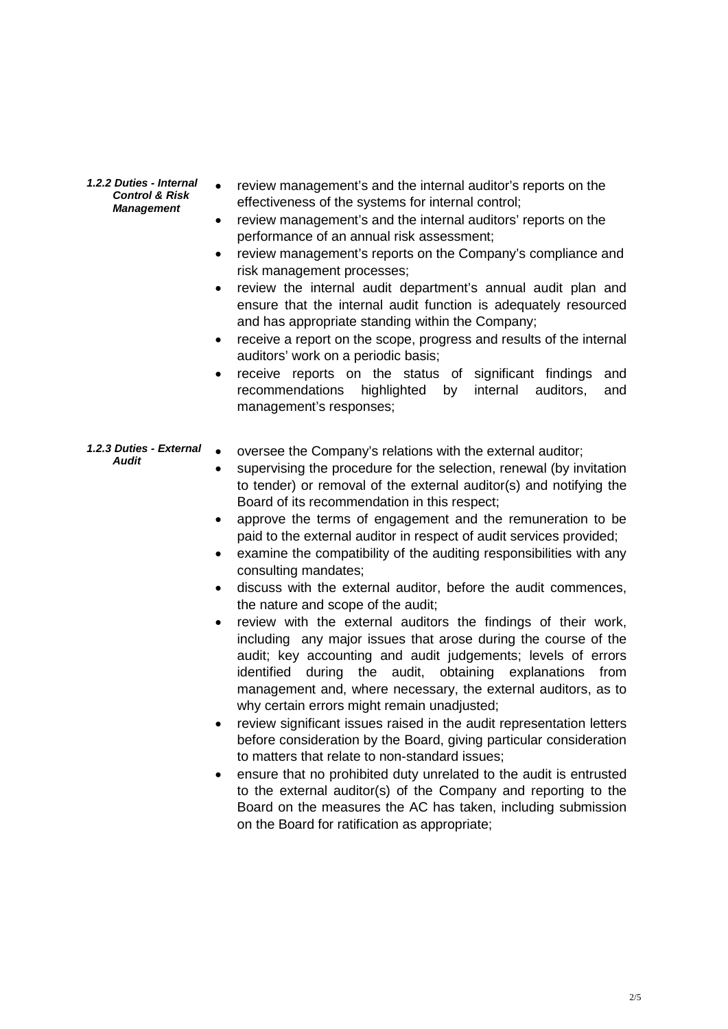#### *1.2.2 Duties - Internal Control & Risk Management*

- review management's and the internal auditor's reports on the effectiveness of the systems for internal control;
- review management's and the internal auditors' reports on the performance of an annual risk assessment;
- review management's reports on the Company's compliance and risk management processes;
- review the internal audit department's annual audit plan and ensure that the internal audit function is adequately resourced and has appropriate standing within the Company;
- receive a report on the scope, progress and results of the internal auditors' work on a periodic basis;
- receive reports on the status of significant findings and recommendations highlighted by internal auditors, and management's responses;

#### *1.2.3 Duties - External Audit*

- oversee the Company's relations with the external auditor;
- supervising the procedure for the selection, renewal (by invitation to tender) or removal of the external auditor(s) and notifying the Board of its recommendation in this respect;
- approve the terms of engagement and the remuneration to be paid to the external auditor in respect of audit services provided;
- examine the compatibility of the auditing responsibilities with any consulting mandates;
- discuss with the external auditor, before the audit commences, the nature and scope of the audit;
- review with the external auditors the findings of their work, including any major issues that arose during the course of the audit; key accounting and audit judgements; levels of errors identified during the audit, obtaining explanations from management and, where necessary, the external auditors, as to why certain errors might remain unadjusted;
- review significant issues raised in the audit representation letters before consideration by the Board, giving particular consideration to matters that relate to non-standard issues;
- ensure that no prohibited duty unrelated to the audit is entrusted to the external auditor(s) of the Company and reporting to the Board on the measures the AC has taken, including submission on the Board for ratification as appropriate;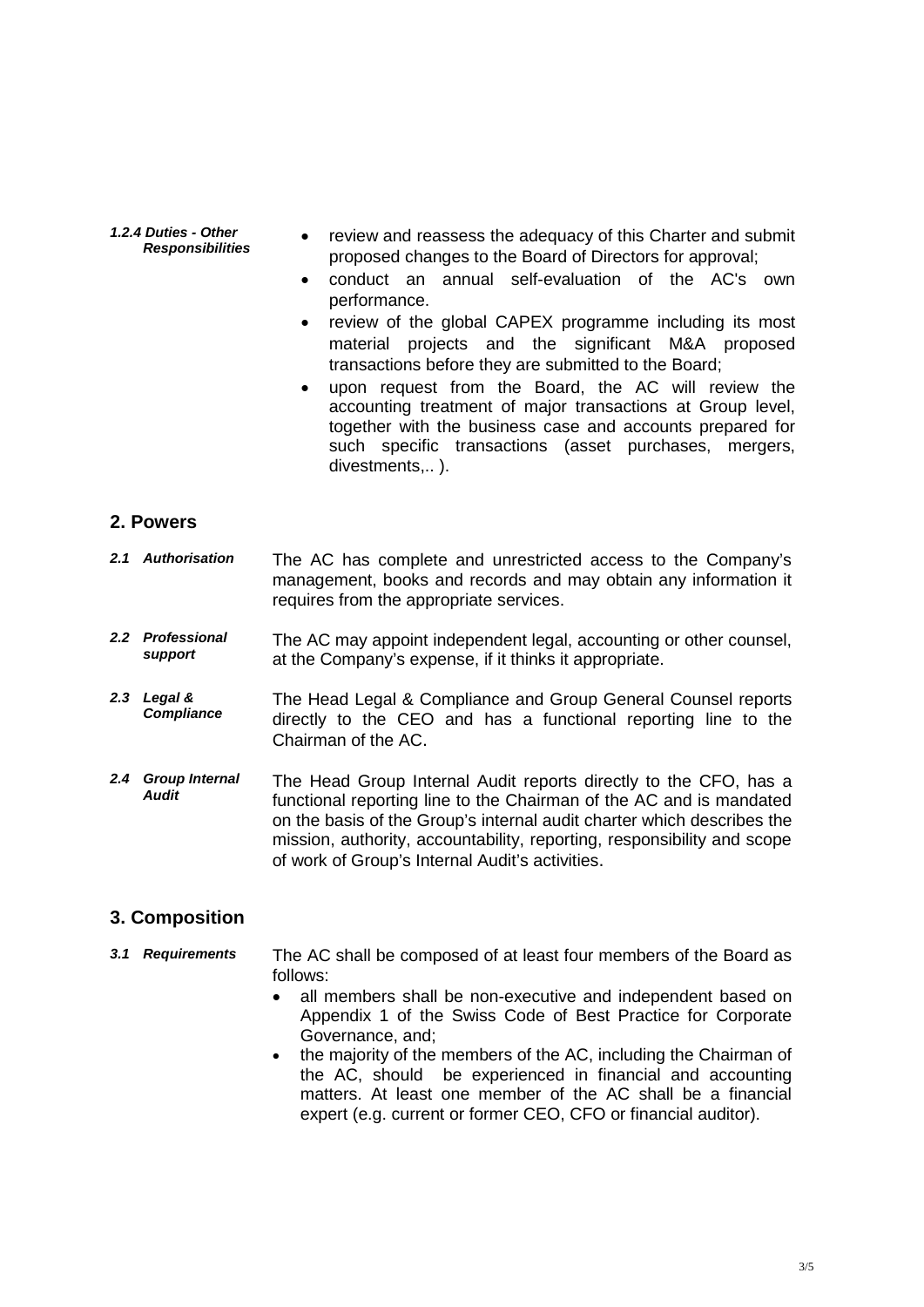***1.2.4 Duties - Other Responsibilities***

- review and reassess the adequacy of this Charter and submit proposed changes to the Board of Directors for approval;
- conduct an annual self-evaluation of the AC's own performance.
- review of the global CAPEX programme including its most material projects and the significant M&A proposed transactions before they are submitted to the Board;
- upon request from the Board, the AC will review the accounting treatment of major transactions at Group level, together with the business case and accounts prepared for such specific transactions (asset purchases, mergers, divestments,.. ).

## 2. Powers

***2.1 Authorisation***

The AC has complete and unrestricted access to the Company's management, books and records and may obtain any information it requires from the appropriate services.

***2.2 Professional support***

The AC may appoint independent legal, accounting or other counsel, at the Company's expense, if it thinks it appropriate.

***2.3 Legal & Compliance***

The Head Legal & Compliance and Group General Counsel reports directly to the CEO and has a functional reporting line to the Chairman of the AC.

***2.4 Group Internal Audit***

The Head Group Internal Audit reports directly to the CFO, has a functional reporting line to the Chairman of the AC and is mandated on the basis of the Group's internal audit charter which describes the mission, authority, accountability, reporting, responsibility and scope of work of Group's Internal Audit's activities.

## 3. Composition

***3.1 Requirements***

The AC shall be composed of at least four members of the Board as follows:

- all members shall be non-executive and independent based on Appendix 1 of the Swiss Code of Best Practice for Corporate Governance, and;
- the majority of the members of the AC, including the Chairman of the AC, should be experienced in financial and accounting matters. At least one member of the AC shall be a financial expert (e.g. current or former CEO, CFO or financial auditor).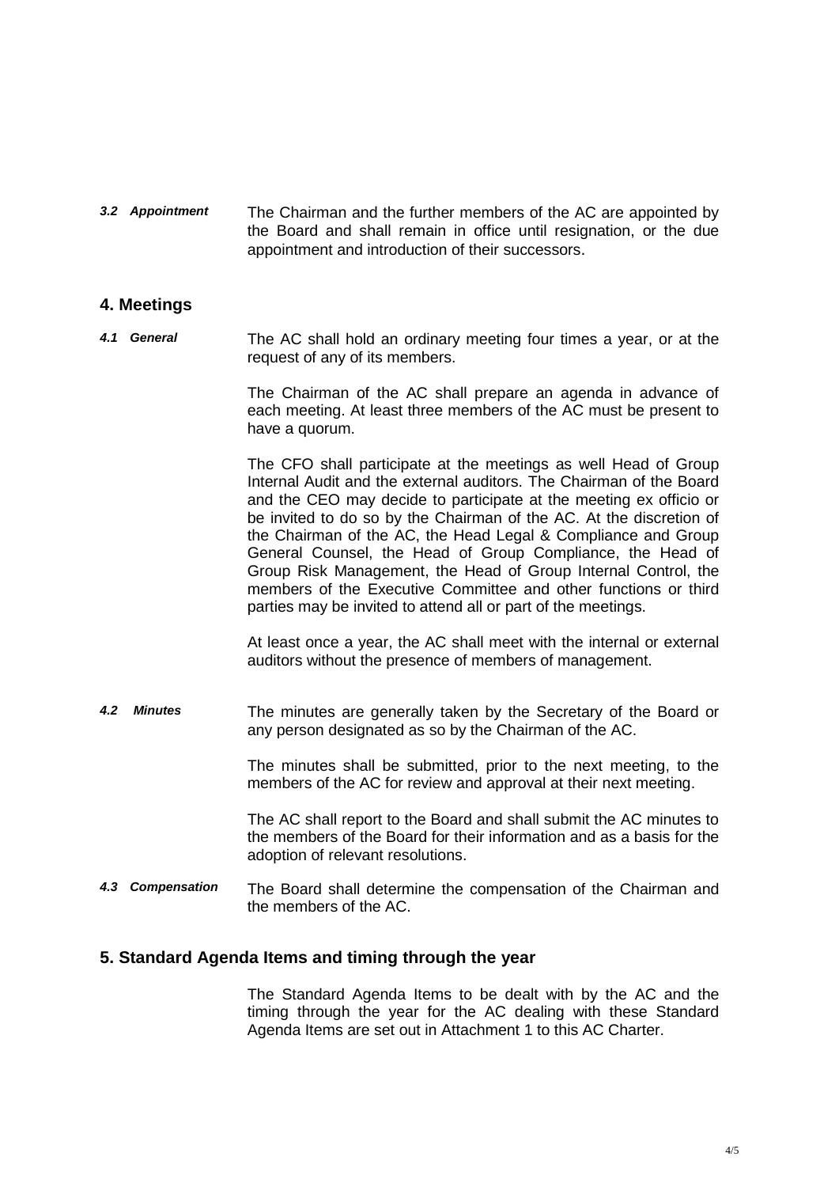***3.2 Appointment*** The Chairman and the further members of the AC are appointed by the Board and shall remain in office until resignation, or the due appointment and introduction of their successors.

## 4. Meetings

***4.1 General*** The AC shall hold an ordinary meeting four times a year, or at the request of any of its members.

The Chairman of the AC shall prepare an agenda in advance of each meeting. At least three members of the AC must be present to have a quorum.

The CFO shall participate at the meetings as well Head of Group Internal Audit and the external auditors. The Chairman of the Board and the CEO may decide to participate at the meeting ex officio or be invited to do so by the Chairman of the AC. At the discretion of the Chairman of the AC, the Head Legal & Compliance and Group General Counsel, the Head of Group Compliance, the Head of Group Risk Management, the Head of Group Internal Control, the members of the Executive Committee and other functions or third parties may be invited to attend all or part of the meetings.

At least once a year, the AC shall meet with the internal or external auditors without the presence of members of management.

***4.2 Minutes*** The minutes are generally taken by the Secretary of the Board or any person designated as so by the Chairman of the AC.

The minutes shall be submitted, prior to the next meeting, to the members of the AC for review and approval at their next meeting.

The AC shall report to the Board and shall submit the AC minutes to the members of the Board for their information and as a basis for the adoption of relevant resolutions.

***4.3 Compensation*** The Board shall determine the compensation of the Chairman and the members of the AC.

## 5. Standard Agenda Items and timing through the year

The Standard Agenda Items to be dealt with by the AC and the timing through the year for the AC dealing with these Standard Agenda Items are set out in Attachment 1 to this AC Charter.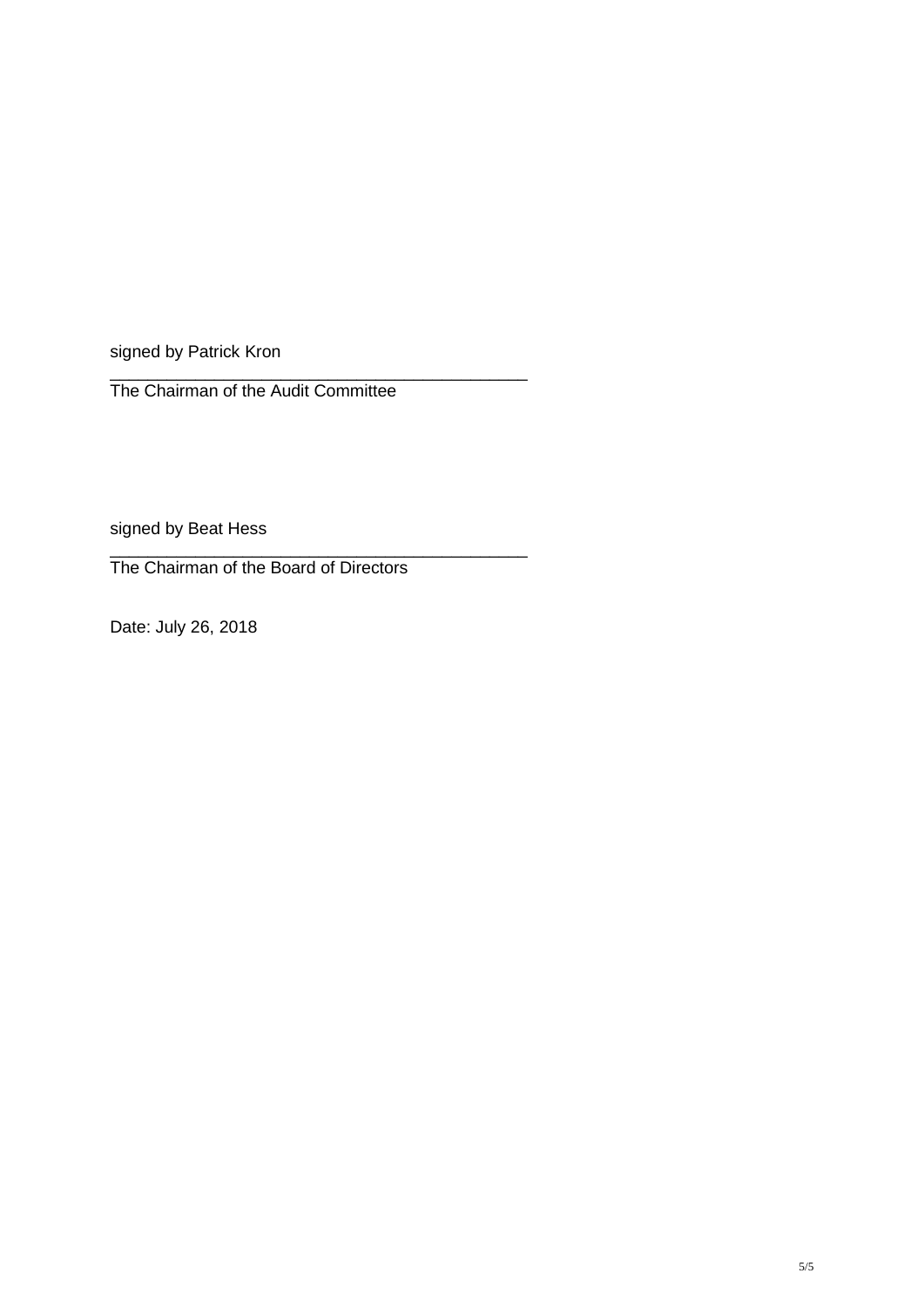signed by Patrick Kron

_____________________________________________

The Chairman of the Audit Committee

signed by Beat Hess

_____________________________________________

The Chairman of the Board of Directors

Date: July 26, 2018